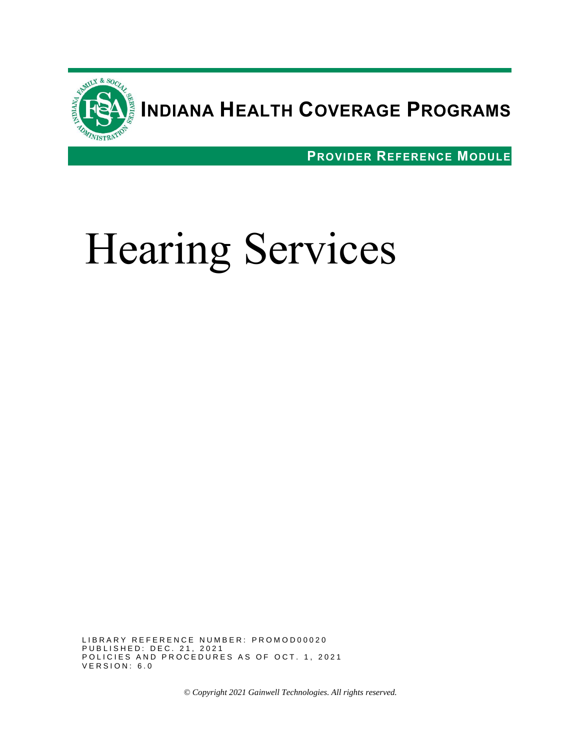# Indiana Health Coverage Programs

**Provider Reference Module**

# Hearing Services

LIBRARY REFERENCE NUMBER: PROMOD00020
PUBLISHED: DEC. 21, 2021
POLICIES AND PROCEDURES AS OF OCT. 1, 2021
VERSION: 6.0

*© Copyright 2021 Gainwell Technologies. All rights reserved.*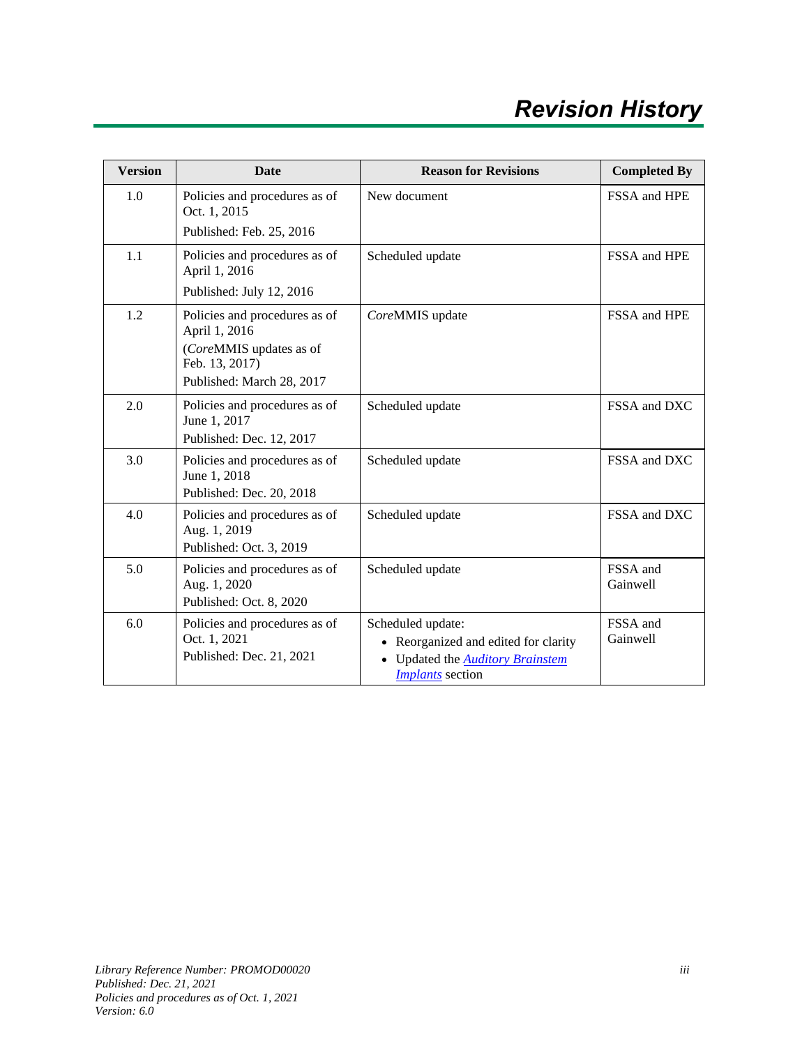# Revision History

| Version | Date | Reason for Revisions | Completed By |
|---|---|---|---|
| 1.0 | Policies and procedures as of Oct. 1, 2015<br>Published: Feb. 25, 2016 | New document | FSSA and HPE |
| 1.1 | Policies and procedures as of April 1, 2016<br>Published: July 12, 2016 | Scheduled update | FSSA and HPE |
| 1.2 | Policies and procedures as of April 1, 2016<br>(*Core*MMIS updates as of Feb. 13, 2017)<br>Published: March 28, 2017 | *Core*MMIS update | FSSA and HPE |
| 2.0 | Policies and procedures as of June 1, 2017<br>Published: Dec. 12, 2017 | Scheduled update | FSSA and DXC |
| 3.0 | Policies and procedures as of June 1, 2018<br>Published: Dec. 20, 2018 | Scheduled update | FSSA and DXC |
| 4.0 | Policies and procedures as of Aug. 1, 2019<br>Published: Oct. 3, 2019 | Scheduled update | FSSA and DXC |
| 5.0 | Policies and procedures as of Aug. 1, 2020<br>Published: Oct. 8, 2020 | Scheduled update | FSSA and Gainwell |
| 6.0 | Policies and procedures as of Oct. 1, 2021<br>Published: Dec. 21, 2021 | Scheduled update:<br>• Reorganized and edited for clarity<br>• Updated the *Auditory Brainstem Implants* section | FSSA and Gainwell |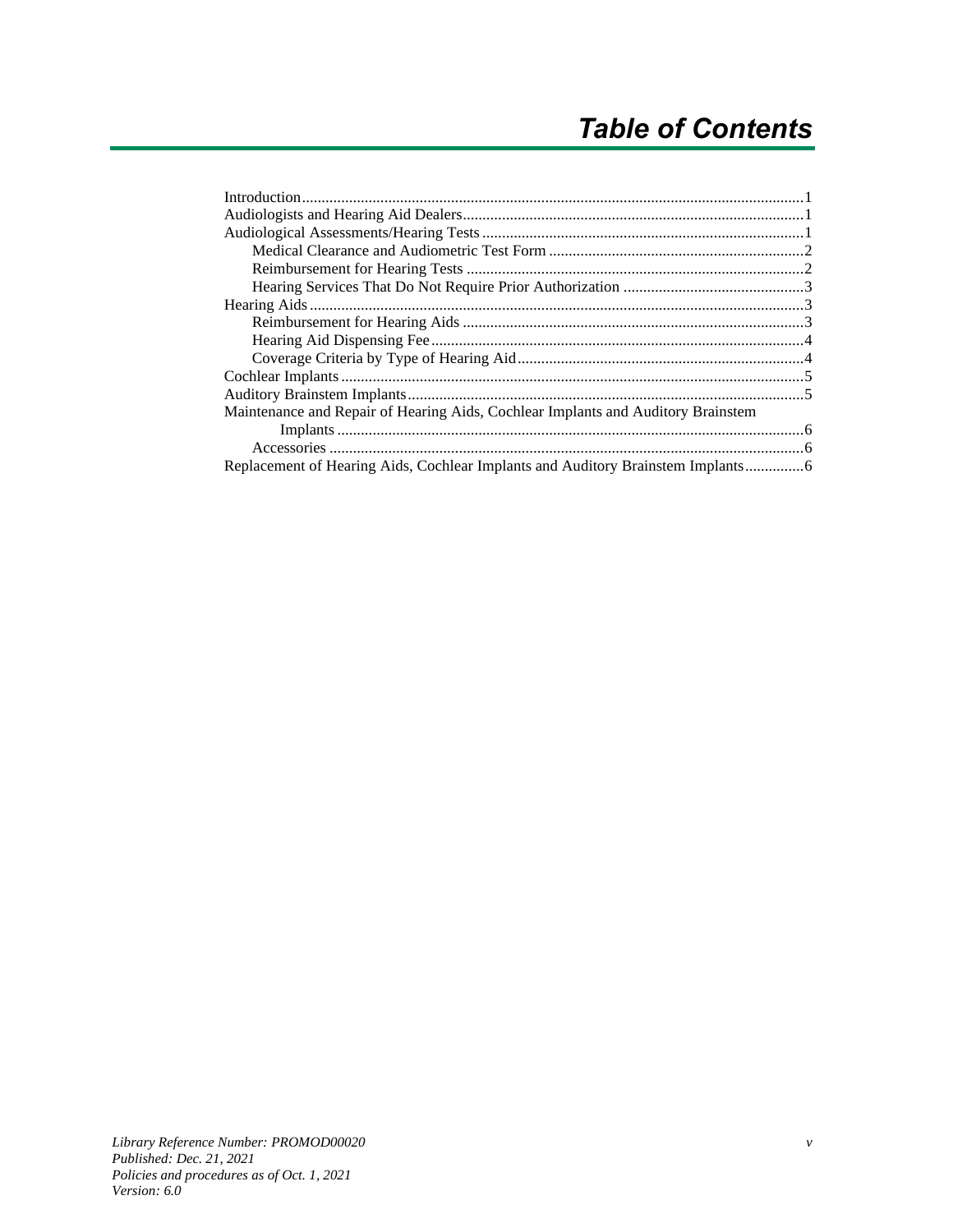# Table of Contents

Introduction ...................................................................................................................1
Audiologists and Hearing Aid Dealers ..........................................................................1
Audiological Assessments/Hearing Tests .....................................................................1
- Medical Clearance and Audiometric Test Form ......................................................2
- Reimbursement for Hearing Tests ...........................................................................2
- Hearing Services That Do Not Require Prior Authorization ...................................3

Hearing Aids ..................................................................................................................3
- Reimbursement for Hearing Aids ............................................................................3
- Hearing Aid Dispensing Fee ....................................................................................4
- Coverage Criteria by Type of Hearing Aid ..............................................................4

Cochlear Implants ..........................................................................................................5
Auditory Brainstem Implants .........................................................................................5
Maintenance and Repair of Hearing Aids, Cochlear Implants and Auditory Brainstem Implants ..........................................................................................................................6
- Accessories ..............................................................................................................6

Replacement of Hearing Aids, Cochlear Implants and Auditory Brainstem Implants ...............6

*Library Reference Number: PROMOD00020*
*Published: Dec. 21, 2021*
*Policies and procedures as of Oct. 1, 2021*
*Version: 6.0*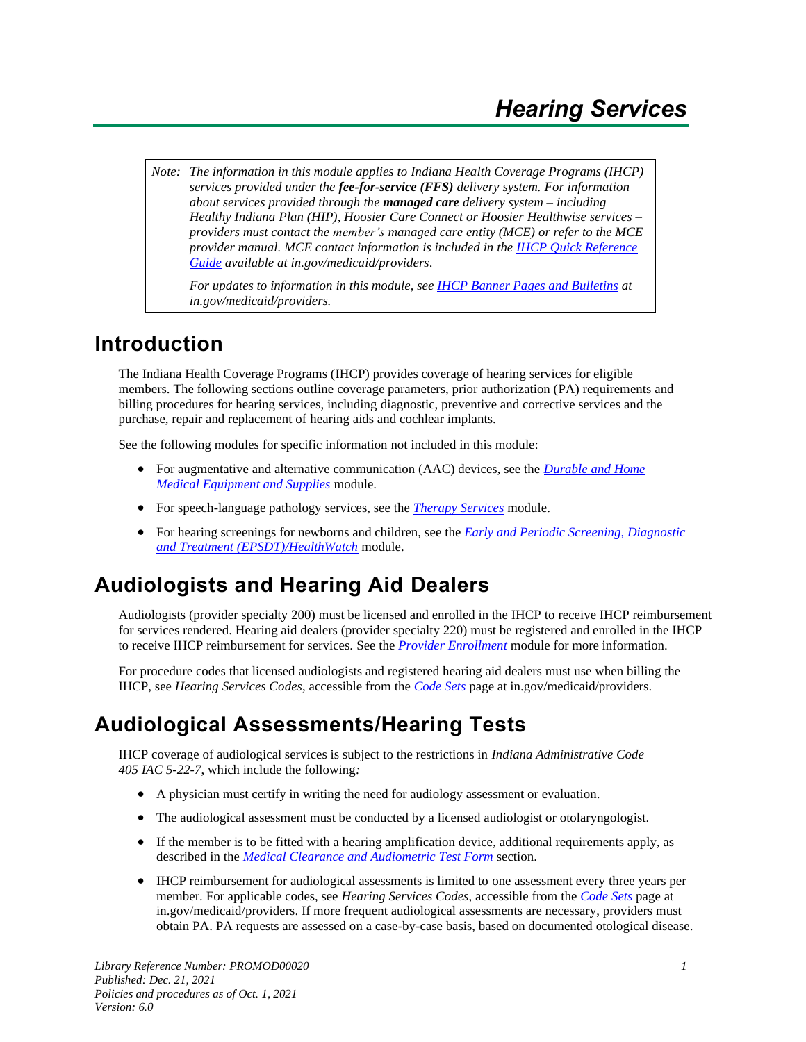# Hearing Services

> *Note: The information in this module applies to Indiana Health Coverage Programs (IHCP) services provided under the* ***fee-for-service (FFS)*** *delivery system. For information about services provided through the* ***managed care*** *delivery system – including Healthy Indiana Plan (HIP), Hoosier Care Connect or Hoosier Healthwise services – providers must contact the member's managed care entity (MCE) or refer to the MCE provider manual. MCE contact information is included in the [IHCP Quick Reference Guide](#) available at in.gov/medicaid/providers.*
>
> *For updates to information in this module, see [IHCP Banner Pages and Bulletins](#) at in.gov/medicaid/providers.*

## Introduction

The Indiana Health Coverage Programs (IHCP) provides coverage of hearing services for eligible members. The following sections outline coverage parameters, prior authorization (PA) requirements and billing procedures for hearing services, including diagnostic, preventive and corrective services and the purchase, repair and replacement of hearing aids and cochlear implants.

See the following modules for specific information not included in this module:

- For augmentative and alternative communication (AAC) devices, see the *[Durable and Home Medical Equipment and Supplies](#)* module.
- For speech-language pathology services, see the *[Therapy Services](#)* module.
- For hearing screenings for newborns and children, see the *[Early and Periodic Screening, Diagnostic and Treatment (EPSDT)/HealthWatch](#)* module.

## Audiologists and Hearing Aid Dealers

Audiologists (provider specialty 200) must be licensed and enrolled in the IHCP to receive IHCP reimbursement for services rendered. Hearing aid dealers (provider specialty 220) must be registered and enrolled in the IHCP to receive IHCP reimbursement for services. See the *[Provider Enrollment](#)* module for more information.

For procedure codes that licensed audiologists and registered hearing aid dealers must use when billing the IHCP, see *Hearing Services Codes*, accessible from the *[Code Sets](#)* page at in.gov/medicaid/providers.

## Audiological Assessments/Hearing Tests

IHCP coverage of audiological services is subject to the restrictions in *Indiana Administrative Code 405 IAC 5-22-7*, which include the following*:*

- A physician must certify in writing the need for audiology assessment or evaluation.
- The audiological assessment must be conducted by a licensed audiologist or otolaryngologist.
- If the member is to be fitted with a hearing amplification device, additional requirements apply, as described in the *[Medical Clearance and Audiometric Test Form](#)* section.
- IHCP reimbursement for audiological assessments is limited to one assessment every three years per member. For applicable codes, see *Hearing Services Codes*, accessible from the *[Code Sets](#)* page at in.gov/medicaid/providers. If more frequent audiological assessments are necessary, providers must obtain PA. PA requests are assessed on a case-by-case basis, based on documented otological disease.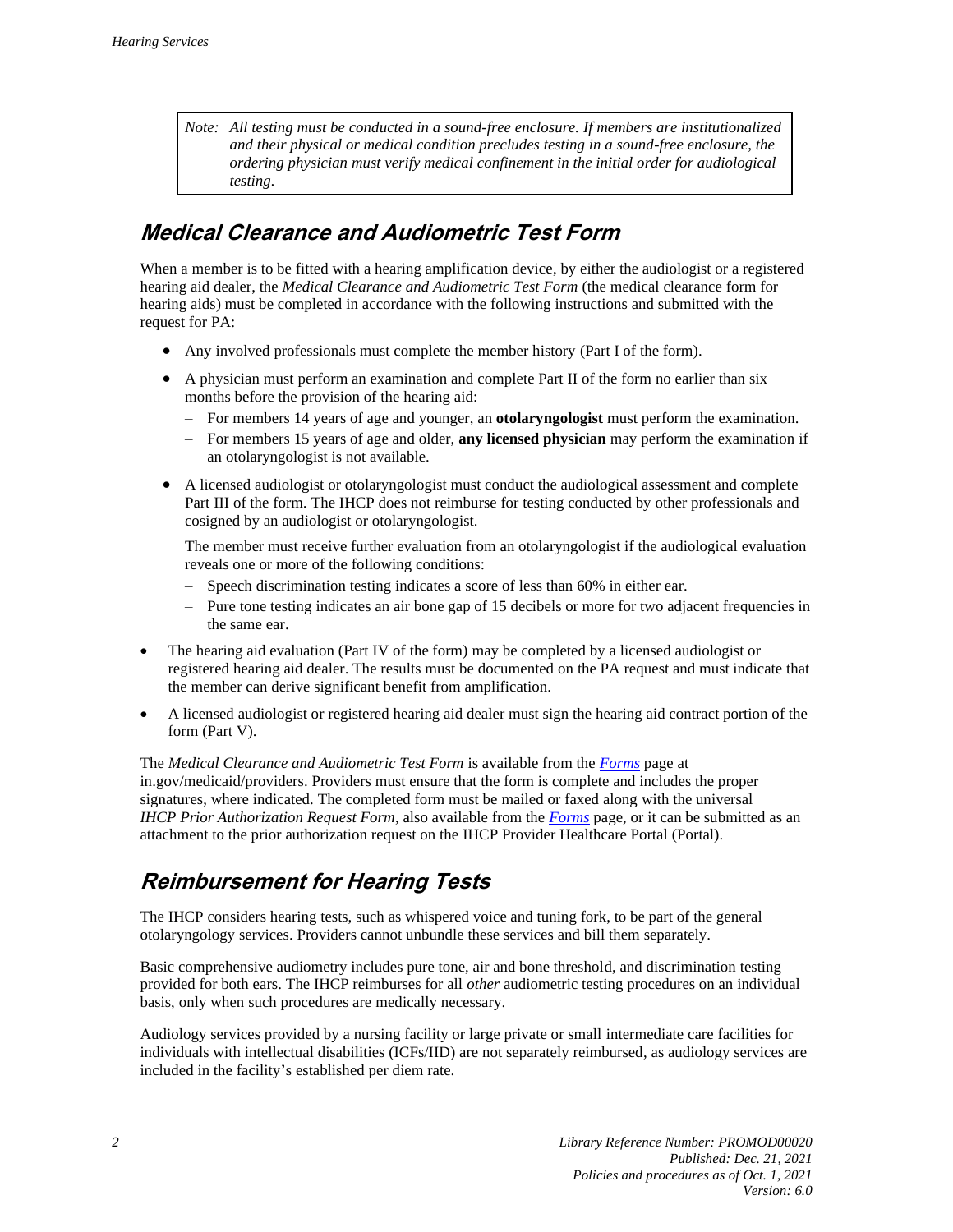> *Note: All testing must be conducted in a sound-free enclosure. If members are institutionalized and their physical or medical condition precludes testing in a sound-free enclosure, the ordering physician must verify medical confinement in the initial order for audiological testing.*

## Medical Clearance and Audiometric Test Form

When a member is to be fitted with a hearing amplification device, by either the audiologist or a registered hearing aid dealer, the *Medical Clearance and Audiometric Test Form* (the medical clearance form for hearing aids) must be completed in accordance with the following instructions and submitted with the request for PA:

- Any involved professionals must complete the member history (Part I of the form).
- A physician must perform an examination and complete Part II of the form no earlier than six months before the provision of the hearing aid:
  - For members 14 years of age and younger, an **otolaryngologist** must perform the examination.
  - For members 15 years of age and older, **any licensed physician** may perform the examination if an otolaryngologist is not available.
- A licensed audiologist or otolaryngologist must conduct the audiological assessment and complete Part III of the form. The IHCP does not reimburse for testing conducted by other professionals and cosigned by an audiologist or otolaryngologist.

  The member must receive further evaluation from an otolaryngologist if the audiological evaluation reveals one or more of the following conditions:
  - Speech discrimination testing indicates a score of less than 60% in either ear.
  - Pure tone testing indicates an air bone gap of 15 decibels or more for two adjacent frequencies in the same ear.
- The hearing aid evaluation (Part IV of the form) may be completed by a licensed audiologist or registered hearing aid dealer. The results must be documented on the PA request and must indicate that the member can derive significant benefit from amplification.
- A licensed audiologist or registered hearing aid dealer must sign the hearing aid contract portion of the form (Part V).

The *Medical Clearance and Audiometric Test Form* is available from the *Forms* page at in.gov/medicaid/providers. Providers must ensure that the form is complete and includes the proper signatures, where indicated. The completed form must be mailed or faxed along with the universal *IHCP Prior Authorization Request Form*, also available from the *Forms* page, or it can be submitted as an attachment to the prior authorization request on the IHCP Provider Healthcare Portal (Portal).

## Reimbursement for Hearing Tests

The IHCP considers hearing tests, such as whispered voice and tuning fork, to be part of the general otolaryngology services. Providers cannot unbundle these services and bill them separately.

Basic comprehensive audiometry includes pure tone, air and bone threshold, and discrimination testing provided for both ears. The IHCP reimburses for all *other* audiometric testing procedures on an individual basis, only when such procedures are medically necessary.

Audiology services provided by a nursing facility or large private or small intermediate care facilities for individuals with intellectual disabilities (ICFs/IID) are not separately reimbursed, as audiology services are included in the facility's established per diem rate.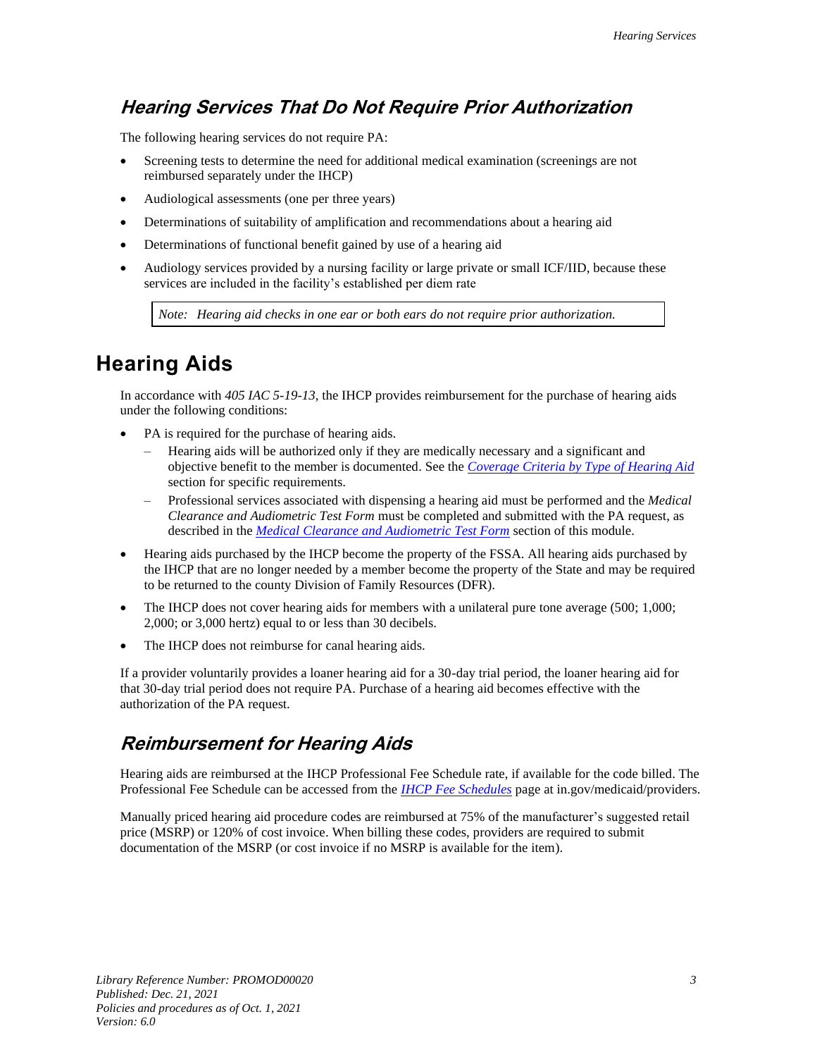### *Hearing Services That Do Not Require Prior Authorization*

The following hearing services do not require PA:

- Screening tests to determine the need for additional medical examination (screenings are not reimbursed separately under the IHCP)
- Audiological assessments (one per three years)
- Determinations of suitability of amplification and recommendations about a hearing aid
- Determinations of functional benefit gained by use of a hearing aid
- Audiology services provided by a nursing facility or large private or small ICF/IID, because these services are included in the facility's established per diem rate

> *Note: Hearing aid checks in one ear or both ears do not require prior authorization.*

## Hearing Aids

In accordance with *405 IAC 5-19-13*, the IHCP provides reimbursement for the purchase of hearing aids under the following conditions:

- PA is required for the purchase of hearing aids.
  - Hearing aids will be authorized only if they are medically necessary and a significant and objective benefit to the member is documented. See the *Coverage Criteria by Type of Hearing Aid* section for specific requirements.
  - Professional services associated with dispensing a hearing aid must be performed and the *Medical Clearance and Audiometric Test Form* must be completed and submitted with the PA request, as described in the *Medical Clearance and Audiometric Test Form* section of this module.
- Hearing aids purchased by the IHCP become the property of the FSSA. All hearing aids purchased by the IHCP that are no longer needed by a member become the property of the State and may be required to be returned to the county Division of Family Resources (DFR).
- The IHCP does not cover hearing aids for members with a unilateral pure tone average (500; 1,000; 2,000; or 3,000 hertz) equal to or less than 30 decibels.
- The IHCP does not reimburse for canal hearing aids.

If a provider voluntarily provides a loaner hearing aid for a 30-day trial period, the loaner hearing aid for that 30-day trial period does not require PA. Purchase of a hearing aid becomes effective with the authorization of the PA request.

### *Reimbursement for Hearing Aids*

Hearing aids are reimbursed at the IHCP Professional Fee Schedule rate, if available for the code billed. The Professional Fee Schedule can be accessed from the *IHCP Fee Schedules* page at in.gov/medicaid/providers.

Manually priced hearing aid procedure codes are reimbursed at 75% of the manufacturer's suggested retail price (MSRP) or 120% of cost invoice. When billing these codes, providers are required to submit documentation of the MSRP (or cost invoice if no MSRP is available for the item).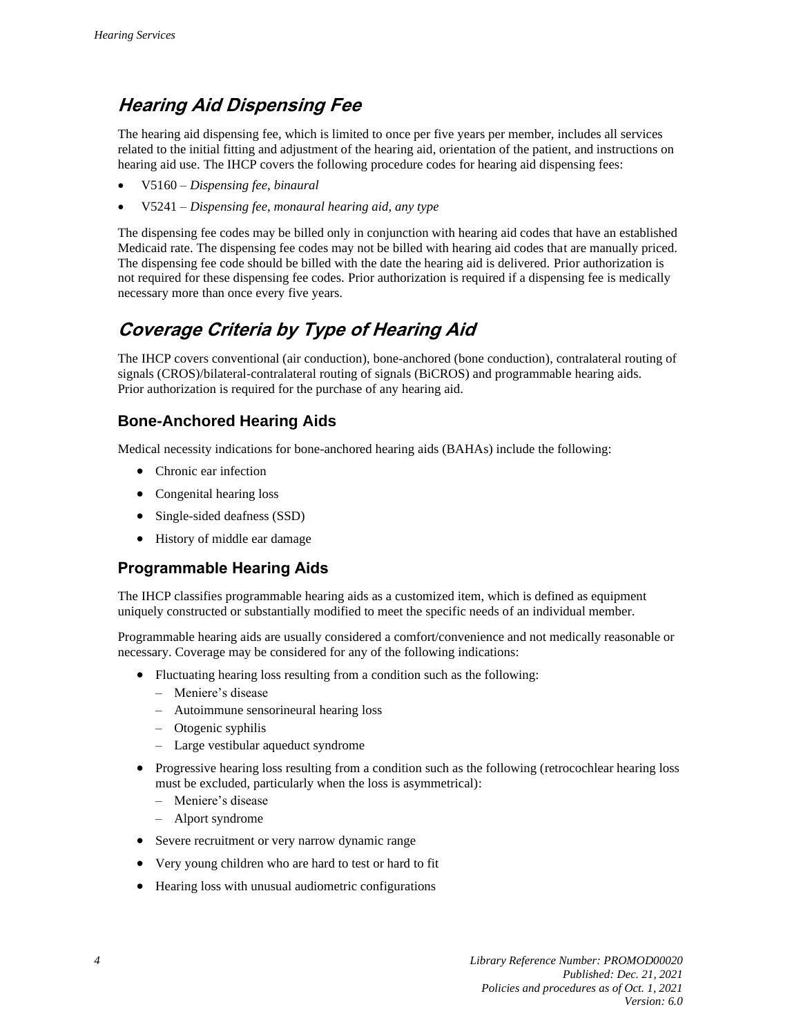## *Hearing Aid Dispensing Fee*

The hearing aid dispensing fee, which is limited to once per five years per member, includes all services related to the initial fitting and adjustment of the hearing aid, orientation of the patient, and instructions on hearing aid use. The IHCP covers the following procedure codes for hearing aid dispensing fees:

- V5160 – *Dispensing fee, binaural*
- V5241 – *Dispensing fee, monaural hearing aid, any type*

The dispensing fee codes may be billed only in conjunction with hearing aid codes that have an established Medicaid rate. The dispensing fee codes may not be billed with hearing aid codes that are manually priced. The dispensing fee code should be billed with the date the hearing aid is delivered. Prior authorization is not required for these dispensing fee codes. Prior authorization is required if a dispensing fee is medically necessary more than once every five years.

## *Coverage Criteria by Type of Hearing Aid*

The IHCP covers conventional (air conduction), bone-anchored (bone conduction), contralateral routing of signals (CROS)/bilateral-contralateral routing of signals (BiCROS) and programmable hearing aids. Prior authorization is required for the purchase of any hearing aid.

### Bone-Anchored Hearing Aids

Medical necessity indications for bone-anchored hearing aids (BAHAs) include the following:

- Chronic ear infection
- Congenital hearing loss
- Single-sided deafness (SSD)
- History of middle ear damage

### Programmable Hearing Aids

The IHCP classifies programmable hearing aids as a customized item, which is defined as equipment uniquely constructed or substantially modified to meet the specific needs of an individual member.

Programmable hearing aids are usually considered a comfort/convenience and not medically reasonable or necessary. Coverage may be considered for any of the following indications:

- Fluctuating hearing loss resulting from a condition such as the following:
  - Meniere's disease
  - Autoimmune sensorineural hearing loss
  - Otogenic syphilis
  - Large vestibular aqueduct syndrome
- Progressive hearing loss resulting from a condition such as the following (retrocochlear hearing loss must be excluded, particularly when the loss is asymmetrical):
  - Meniere's disease
  - Alport syndrome
- Severe recruitment or very narrow dynamic range
- Very young children who are hard to test or hard to fit
- Hearing loss with unusual audiometric configurations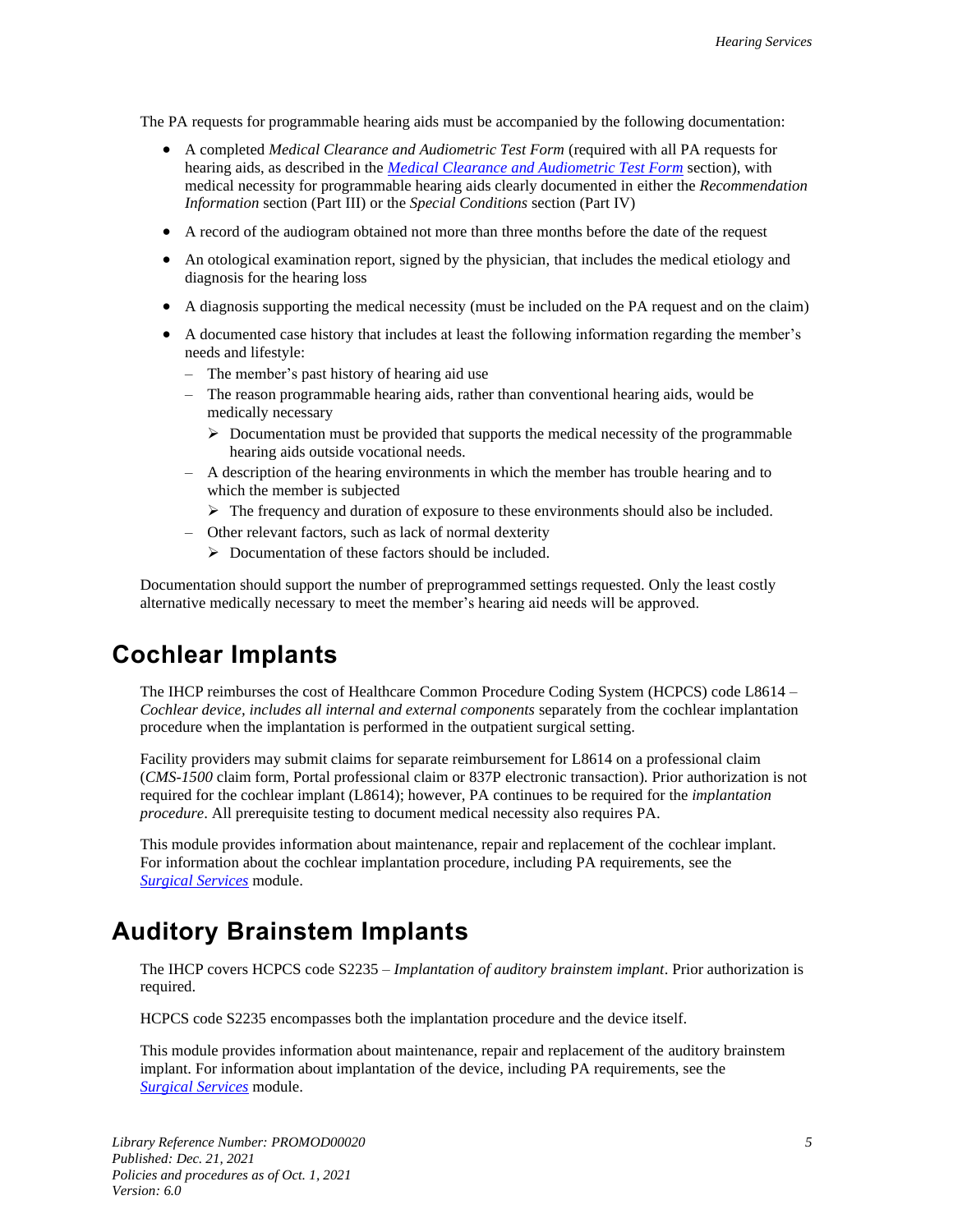The PA requests for programmable hearing aids must be accompanied by the following documentation:

- A completed *Medical Clearance and Audiometric Test Form* (required with all PA requests for hearing aids, as described in the *Medical Clearance and Audiometric Test Form* section), with medical necessity for programmable hearing aids clearly documented in either the *Recommendation Information* section (Part III) or the *Special Conditions* section (Part IV)
- A record of the audiogram obtained not more than three months before the date of the request
- An otological examination report, signed by the physician, that includes the medical etiology and diagnosis for the hearing loss
- A diagnosis supporting the medical necessity (must be included on the PA request and on the claim)
- A documented case history that includes at least the following information regarding the member's needs and lifestyle:
  - The member's past history of hearing aid use
  - The reason programmable hearing aids, rather than conventional hearing aids, would be medically necessary
    - Documentation must be provided that supports the medical necessity of the programmable hearing aids outside vocational needs.
  - A description of the hearing environments in which the member has trouble hearing and to which the member is subjected
    - The frequency and duration of exposure to these environments should also be included.
  - Other relevant factors, such as lack of normal dexterity
    - Documentation of these factors should be included.

Documentation should support the number of preprogrammed settings requested. Only the least costly alternative medically necessary to meet the member's hearing aid needs will be approved.

# Cochlear Implants

The IHCP reimburses the cost of Healthcare Common Procedure Coding System (HCPCS) code L8614 – *Cochlear device, includes all internal and external components* separately from the cochlear implantation procedure when the implantation is performed in the outpatient surgical setting.

Facility providers may submit claims for separate reimbursement for L8614 on a professional claim (*CMS-1500* claim form, Portal professional claim or 837P electronic transaction). Prior authorization is not required for the cochlear implant (L8614); however, PA continues to be required for the *implantation procedure*. All prerequisite testing to document medical necessity also requires PA.

This module provides information about maintenance, repair and replacement of the cochlear implant. For information about the cochlear implantation procedure, including PA requirements, see the *Surgical Services* module.

# Auditory Brainstem Implants

The IHCP covers HCPCS code S2235 – *Implantation of auditory brainstem implant*. Prior authorization is required.

HCPCS code S2235 encompasses both the implantation procedure and the device itself.

This module provides information about maintenance, repair and replacement of the auditory brainstem implant. For information about implantation of the device, including PA requirements, see the *Surgical Services* module.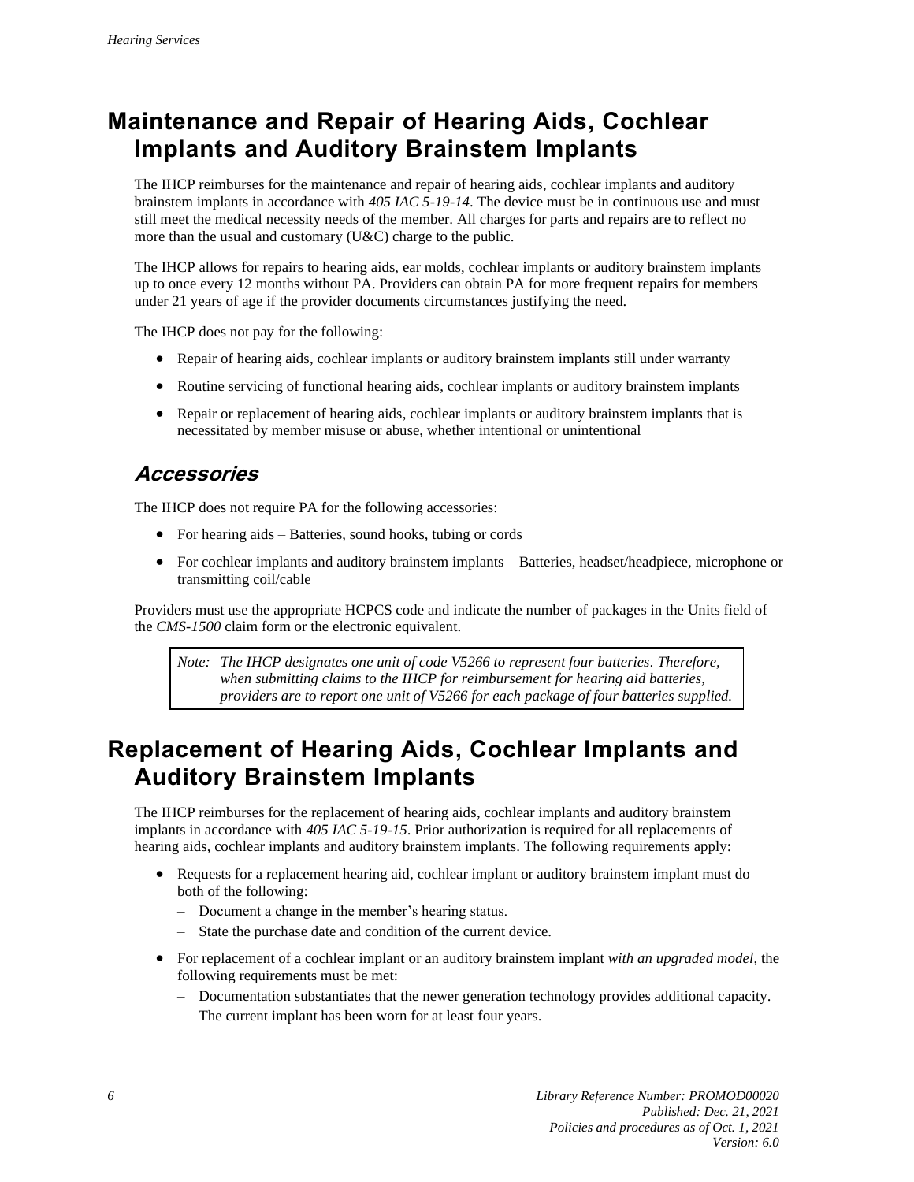## Maintenance and Repair of Hearing Aids, Cochlear Implants and Auditory Brainstem Implants

The IHCP reimburses for the maintenance and repair of hearing aids, cochlear implants and auditory brainstem implants in accordance with *405 IAC 5-19-14*. The device must be in continuous use and must still meet the medical necessity needs of the member. All charges for parts and repairs are to reflect no more than the usual and customary (U&C) charge to the public.

The IHCP allows for repairs to hearing aids, ear molds, cochlear implants or auditory brainstem implants up to once every 12 months without PA. Providers can obtain PA for more frequent repairs for members under 21 years of age if the provider documents circumstances justifying the need.

The IHCP does not pay for the following:

- Repair of hearing aids, cochlear implants or auditory brainstem implants still under warranty
- Routine servicing of functional hearing aids, cochlear implants or auditory brainstem implants
- Repair or replacement of hearing aids, cochlear implants or auditory brainstem implants that is necessitated by member misuse or abuse, whether intentional or unintentional

### Accessories

The IHCP does not require PA for the following accessories:

- For hearing aids – Batteries, sound hooks, tubing or cords
- For cochlear implants and auditory brainstem implants – Batteries, headset/headpiece, microphone or transmitting coil/cable

Providers must use the appropriate HCPCS code and indicate the number of packages in the Units field of the *CMS-1500* claim form or the electronic equivalent.

> *Note: The IHCP designates one unit of code V5266 to represent four batteries. Therefore, when submitting claims to the IHCP for reimbursement for hearing aid batteries, providers are to report one unit of V5266 for each package of four batteries supplied.*

## Replacement of Hearing Aids, Cochlear Implants and Auditory Brainstem Implants

The IHCP reimburses for the replacement of hearing aids, cochlear implants and auditory brainstem implants in accordance with *405 IAC 5-19-15*. Prior authorization is required for all replacements of hearing aids, cochlear implants and auditory brainstem implants. The following requirements apply:

- Requests for a replacement hearing aid, cochlear implant or auditory brainstem implant must do both of the following:
  - Document a change in the member's hearing status.
  - State the purchase date and condition of the current device.
- For replacement of a cochlear implant or an auditory brainstem implant *with an upgraded model*, the following requirements must be met:
  - Documentation substantiates that the newer generation technology provides additional capacity.
  - The current implant has been worn for at least four years.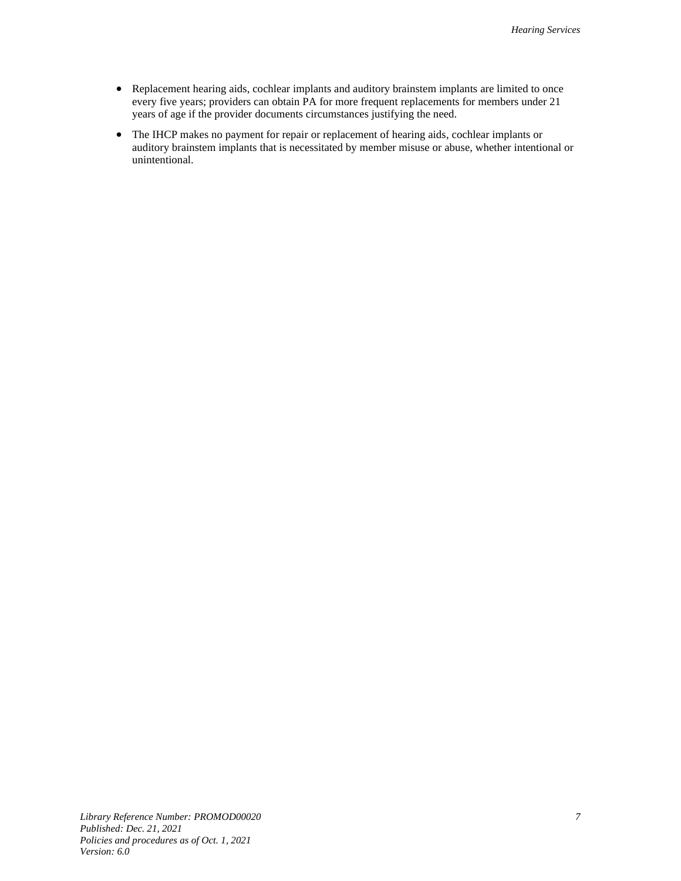- Replacement hearing aids, cochlear implants and auditory brainstem implants are limited to once every five years; providers can obtain PA for more frequent replacements for members under 21 years of age if the provider documents circumstances justifying the need.
- The IHCP makes no payment for repair or replacement of hearing aids, cochlear implants or auditory brainstem implants that is necessitated by member misuse or abuse, whether intentional or unintentional.